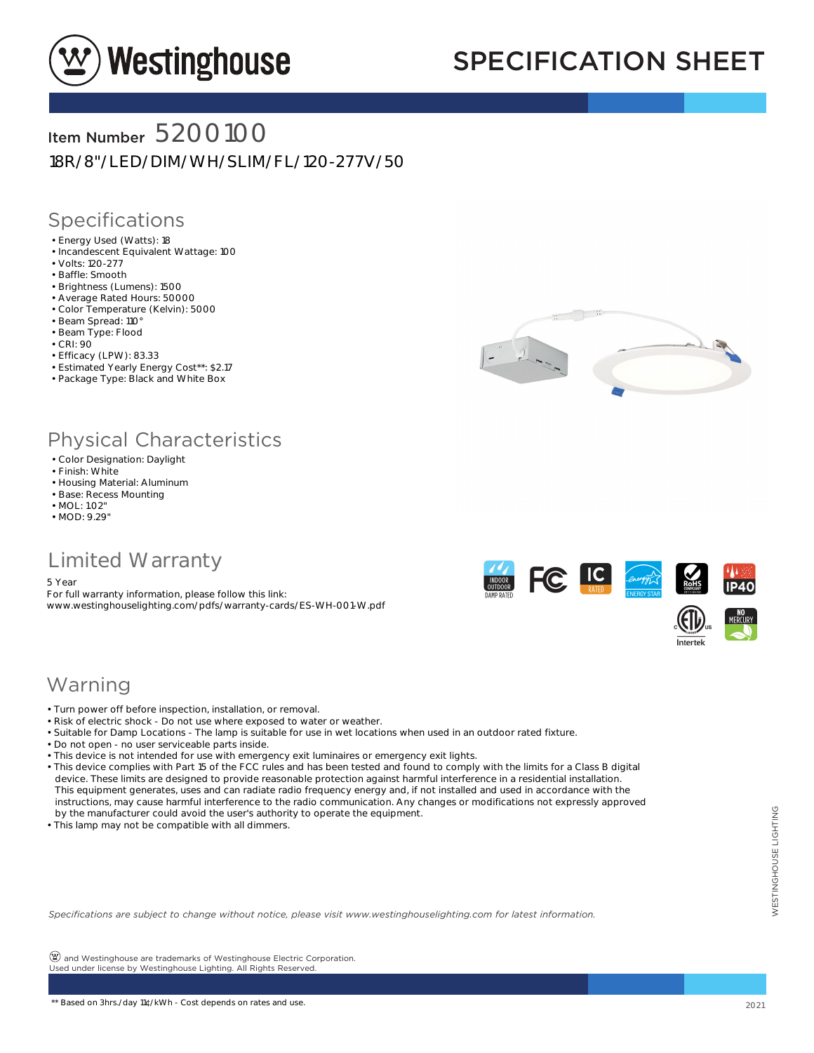# SPECIFICATION SHEET

## Item Number 5200100

18R/8"/LED/DIM/WH/SLIM/FL/120-277V/50

## Specifications

- Energy Used (Watts): 18
- Incandescent Equivalent Wattage: 100
- Volts: 120-277
- Baffle: Smooth
- Brightness (Lumens): 1500
- Average Rated Hours: 50000
- Color Temperature (Kelvin): 5000
- Beam Spread: 110°
- Beam Type: Flood
- CRI: 90
- Efficacy (LPW): 83.33
- Estimated Yearly Energy Cost**: $2.17
- Package Type: Black and White Box

## Physical Characteristics

- Color Designation: Daylight
- Finish: White
- Housing Material: Aluminum
- Base: Recess Mounting
- MOL: 1.02"
- MOD: 9.29"

## Limited Warranty

5 Year
For full warranty information, please follow this link:
www.westinghouselighting.com/pdfs/warranty-cards/ES-WH-001-W.pdf

## Warning

- Turn power off before inspection, installation, or removal.
- Risk of electric shock - Do not use where exposed to water or weather.
- Suitable for Damp Locations - The lamp is suitable for use in wet locations when used in an outdoor rated fixture.
- Do not open - no user serviceable parts inside.
- This device is not intended for use with emergency exit luminaires or emergency exit lights.
- This device complies with Part 15 of the FCC rules and has been tested and found to comply with the limits for a Class B digital device. These limits are designed to provide reasonable protection against harmful interference in a residential installation. This equipment generates, uses and can radiate radio frequency energy and, if not installed and used in accordance with the instructions, may cause harmful interference to the radio communication. Any changes or modifications not expressly approved by the manufacturer could avoid the user's authority to operate the equipment.
- This lamp may not be compatible with all dimmers.

*Specifications are subject to change without notice, please visit www.westinghouselighting.com for latest information.*

and Westinghouse are trademarks of Westinghouse Electric Corporation.
Used under license by Westinghouse Lighting. All Rights Reserved.

** Based on 3hrs./day 11¢/kWh - Cost depends on rates and use.

2021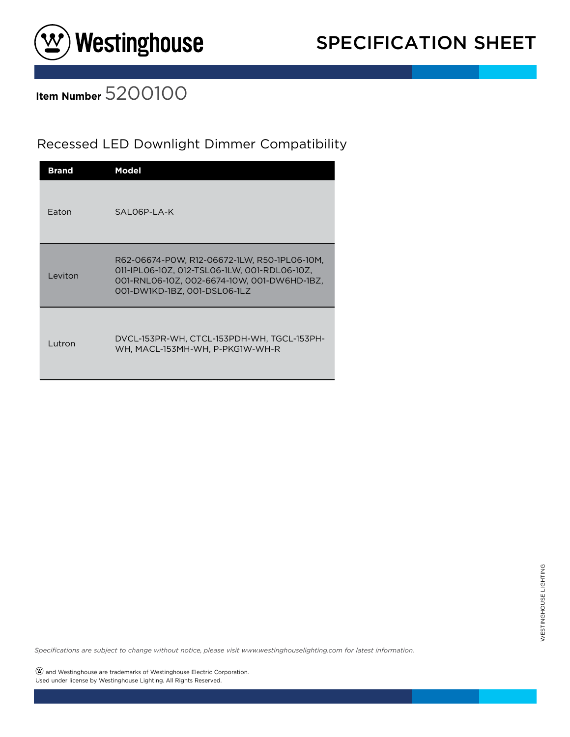Westinghouse

# SPECIFICATION SHEET

**Item Number** 5200100

## Recessed LED Downlight Dimmer Compatibility

| Brand | Model |
|---|---|
| Eaton | SAL06P-LA-K |
| Leviton | R62-06674-P0W, R12-06672-1LW, R50-1PL06-10M, 011-IPL06-10Z, 012-TSL06-1LW, 001-RDL06-10Z, 001-RNL06-10Z, 002-6674-10W, 001-DW6HD-1BZ, 001-DW1KD-1BZ, 001-DSL06-1LZ |
| Lutron | DVCL-153PR-WH, CTCL-153PDH-WH, TGCL-153PH-WH, MACL-153MH-WH, P-PKG1W-WH-R |

WESTINGHOUSE LIGHTING

*Specifications are subject to change without notice, please visit www.westinghouselighting.com for latest information.*

Ⓦ and Westinghouse are trademarks of Westinghouse Electric Corporation.
Used under license by Westinghouse Lighting. All Rights Reserved.